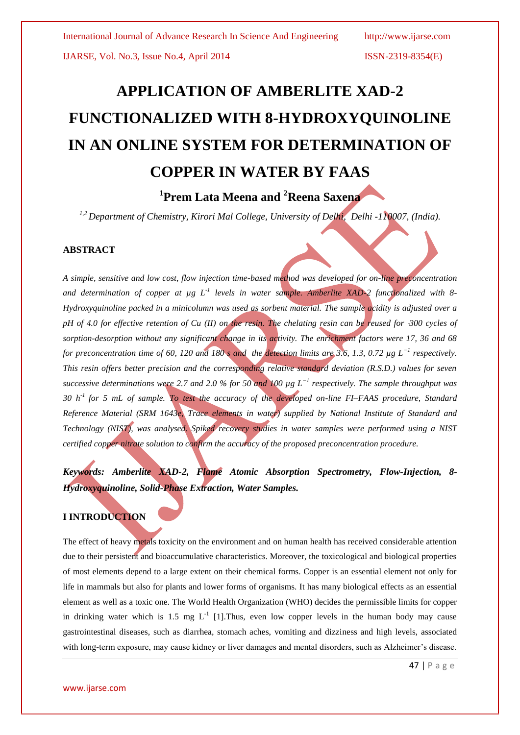# APPLICATION OF AMBERLITE XAD-2 FUNCTIONALIZED WITH 8-HYDROXYQUINOLINE IN AN ONLINE SYSTEM FOR DETERMINATION OF COPPER IN WATER BY FAAS

**[1]Prem Lata Meena and [2]Reena Saxena**

*[1,2] Department of Chemistry, Kirori Mal College, University of Delhi, Delhi -110007, (India).*

## ABSTRACT

*A simple, sensitive and low cost, flow injection time-based method was developed for on-line preconcentration and determination of copper at μg $L^{-1}$ levels in water sample. Amberlite XAD-2 functionalized with 8-Hydroxyquinoline packed in a minicolumn was used as sorbent material. The sample acidity is adjusted over a pH of 4.0 for effective retention of Cu (II) on the resin. The chelating resin can be reused for ·300 cycles of sorption-desorption without any significant change in its activity. The enrichment factors were 17, 36 and 68 for preconcentration time of 60, 120 and 180 s and the detection limits are 3.6, 1.3, 0.72 μg $L^{-1}$ respectively. This resin offers better precision and the corresponding relative standard deviation (R.S.D.) values for seven successive determinations were 2.7 and 2.0 % for 50 and 100 μg $L^{-1}$ respectively. The sample throughput was 30 $h^{-1}$ for 5 mL of sample. To test the accuracy of the developed on-line FI–FAAS procedure, Standard Reference Material (SRM 1643e, Trace elements in water) supplied by National Institute of Standard and Technology (NIST), was analysed. Spiked recovery studies in water samples were performed using a NIST certified copper nitrate solution to confirm the accuracy of the proposed preconcentration procedure.*

***Keywords: Amberlite XAD-2, Flame Atomic Absorption Spectrometry, Flow-Injection, 8-Hydroxyquinoline, Solid-Phase Extraction, Water Samples.***

## I INTRODUCTION

The effect of heavy metals toxicity on the environment and on human health has received considerable attention due to their persistent and bioaccumulative characteristics. Moreover, the toxicological and biological properties of most elements depend to a large extent on their chemical forms. Copper is an essential element not only for life in mammals but also for plants and lower forms of organisms. It has many biological effects as an essential element as well as a toxic one. The World Health Organization (WHO) decides the permissible limits for copper in drinking water which is 1.5 mg $L^{-1}$ [1].Thus, even low copper levels in the human body may cause gastrointestinal diseases, such as diarrhea, stomach aches, vomiting and dizziness and high levels, associated with long-term exposure, may cause kidney or liver damages and mental disorders, such as Alzheimer's disease.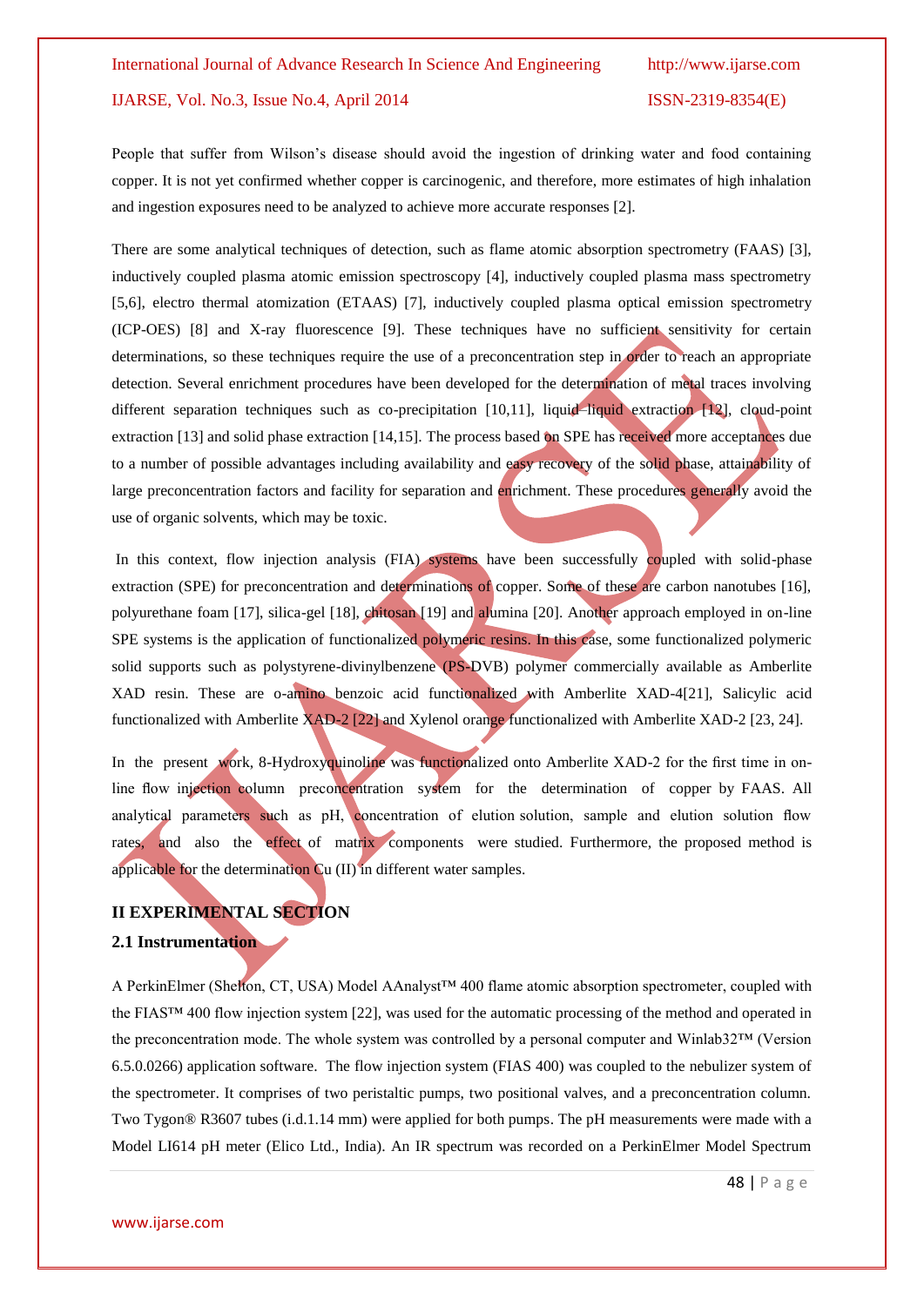People that suffer from Wilson's disease should avoid the ingestion of drinking water and food containing copper. It is not yet confirmed whether copper is carcinogenic, and therefore, more estimates of high inhalation and ingestion exposures need to be analyzed to achieve more accurate responses [2].

There are some analytical techniques of detection, such as flame atomic absorption spectrometry (FAAS) [3], inductively coupled plasma atomic emission spectroscopy [4], inductively coupled plasma mass spectrometry [5,6], electro thermal atomization (ETAAS) [7], inductively coupled plasma optical emission spectrometry (ICP-OES) [8] and X-ray fluorescence [9]. These techniques have no sufficient sensitivity for certain determinations, so these techniques require the use of a preconcentration step in order to reach an appropriate detection. Several enrichment procedures have been developed for the determination of metal traces involving different separation techniques such as co-precipitation [10,11], liquid–liquid extraction [12], cloud-point extraction [13] and solid phase extraction [14,15]. The process based on SPE has received more acceptances due to a number of possible advantages including availability and easy recovery of the solid phase, attainability of large preconcentration factors and facility for separation and enrichment. These procedures generally avoid the use of organic solvents, which may be toxic.

In this context, flow injection analysis (FIA) systems have been successfully coupled with solid-phase extraction (SPE) for preconcentration and determinations of copper. Some of these are carbon nanotubes [16], polyurethane foam [17], silica-gel [18], chitosan [19] and alumina [20]. Another approach employed in on-line SPE systems is the application of functionalized polymeric resins. In this case, some functionalized polymeric solid supports such as polystyrene-divinylbenzene (PS-DVB) polymer commercially available as Amberlite XAD resin. These are o-amino benzoic acid functionalized with Amberlite XAD-4[21], Salicylic acid functionalized with Amberlite XAD-2 [22] and Xylenol orange functionalized with Amberlite XAD-2 [23, 24].

In the present work, 8-Hydroxyquinoline was functionalized onto Amberlite XAD-2 for the first time in on-line flow injection column preconcentration system for the determination of copper by FAAS. All analytical parameters such as pH, concentration of elution solution, sample and elution solution flow rates, and also the effect of matrix components were studied. Furthermore, the proposed method is applicable for the determination Cu (II) in different water samples.

## II EXPERIMENTAL SECTION

### 2.1 Instrumentation

A PerkinElmer (Shelton, CT, USA) Model AAnalyst™ 400 flame atomic absorption spectrometer, coupled with the FIAS™ 400 flow injection system [22], was used for the automatic processing of the method and operated in the preconcentration mode. The whole system was controlled by a personal computer and Winlab32™ (Version 6.5.0.0266) application software. The flow injection system (FIAS 400) was coupled to the nebulizer system of the spectrometer. It comprises of two peristaltic pumps, two positional valves, and a preconcentration column. Two Tygon® R3607 tubes (i.d.1.14 mm) were applied for both pumps. The pH measurements were made with a Model LI614 pH meter (Elico Ltd., India). An IR spectrum was recorded on a PerkinElmer Model Spectrum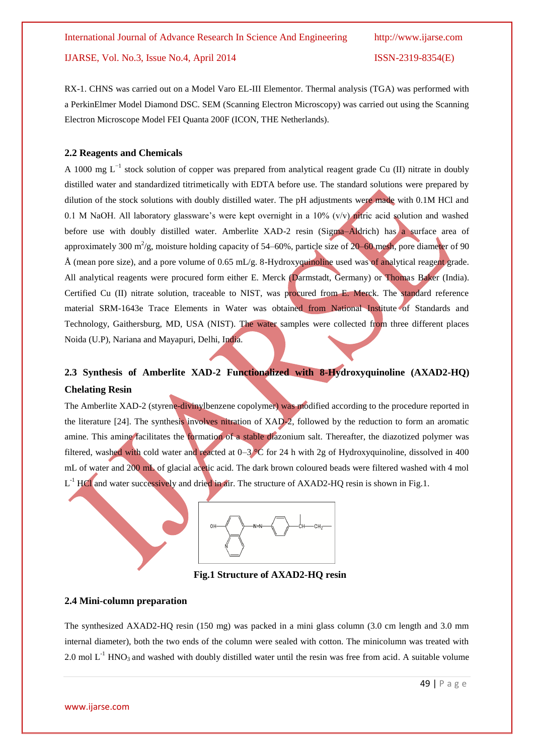RX-1. CHNS was carried out on a Model Varo EL-III Elementor. Thermal analysis (TGA) was performed with a PerkinElmer Model Diamond DSC. SEM (Scanning Electron Microscopy) was carried out using the Scanning Electron Microscope Model FEI Quanta 200F (ICON, THE Netherlands).

### 2.2 Reagents and Chemicals

A 1000 mg $L^{-1}$ stock solution of copper was prepared from analytical reagent grade Cu (II) nitrate in doubly distilled water and standardized titrimetically with EDTA before use. The standard solutions were prepared by dilution of the stock solutions with doubly distilled water. The pH adjustments were made with 0.1M HCl and 0.1 M NaOH. All laboratory glassware's were kept overnight in a 10% (v/v) nitric acid solution and washed before use with doubly distilled water. Amberlite XAD-2 resin (Sigma–Aldrich) has a surface area of approximately 300 $m^2$/g, moisture holding capacity of 54–60%, particle size of 20–60 mesh, pore diameter of 90 Å (mean pore size), and a pore volume of 0.65 mL/g. 8-Hydroxyquinoline used was of analytical reagent grade. All analytical reagents were procured form either E. Merck (Darmstadt, Germany) or Thomas Baker (India). Certified Cu (II) nitrate solution, traceable to NIST, was procured from E. Merck. The standard reference material SRM-1643e Trace Elements in Water was obtained from National Institute of Standards and Technology, Gaithersburg, MD, USA (NIST). The water samples were collected from three different places Noida (U.P), Nariana and Mayapuri, Delhi, India.

### 2.3 Synthesis of Amberlite XAD-2 Functionalized with 8-Hydroxyquinoline (AXAD2-HQ) Chelating Resin

The Amberlite XAD-2 (styrene-divinylbenzene copolymer) was modified according to the procedure reported in the literature [24]. The synthesis involves nitration of XAD-2, followed by the reduction to form an aromatic amine. This amine facilitates the formation of a stable diazonium salt. Thereafter, the diazotized polymer was filtered, washed with cold water and reacted at 0–3 °C for 24 h with 2g of Hydroxyquinoline, dissolved in 400 mL of water and 200 mL of glacial acetic acid. The dark brown coloured beads were filtered washed with 4 mol $L^{-1}$ HCl and water successively and dried in air. The structure of AXAD2-HQ resin is shown in Fig.1.

**Fig.1 Structure of AXAD2-HQ resin**

### 2.4 Mini-column preparation

The synthesized AXAD2-HQ resin (150 mg) was packed in a mini glass column (3.0 cm length and 3.0 mm internal diameter), both the two ends of the column were sealed with cotton. The minicolumn was treated with 2.0 mol $L^{-1}$ $HNO_3$ and washed with doubly distilled water until the resin was free from acid. A suitable volume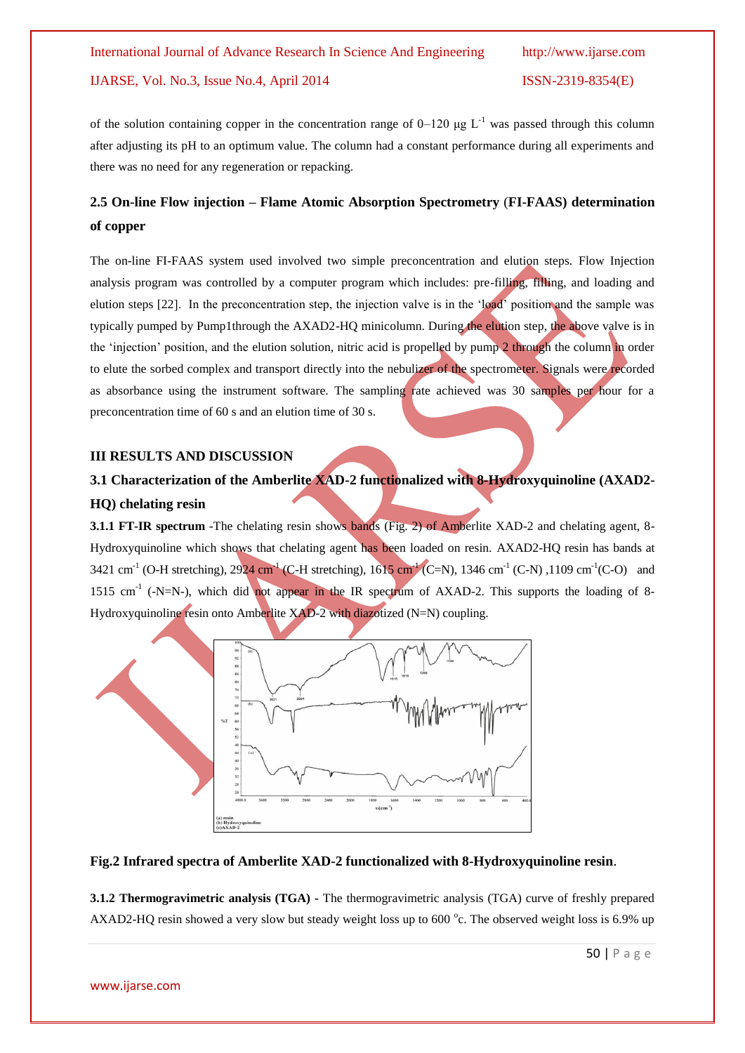of the solution containing copper in the concentration range of 0–120 μg $L^{-1}$ was passed through this column after adjusting its pH to an optimum value. The column had a constant performance during all experiments and there was no need for any regeneration or repacking.

### 2.5 On-line Flow injection – Flame Atomic Absorption Spectrometry (FI-FAAS) determination of copper

The on-line FI-FAAS system used involved two simple preconcentration and elution steps. Flow Injection analysis program was controlled by a computer program which includes: pre-filling, filling, and loading and elution steps [22]. In the preconcentration step, the injection valve is in the 'load' position and the sample was typically pumped by Pump1through the AXAD2-HQ minicolumn. During the elution step, the above valve is in the 'injection' position, and the elution solution, nitric acid is propelled by pump 2 through the column in order to elute the sorbed complex and transport directly into the nebulizer of the spectrometer. Signals were recorded as absorbance using the instrument software. The sampling rate achieved was 30 samples per hour for a preconcentration time of 60 s and an elution time of 30 s.

## III RESULTS AND DISCUSSION

### 3.1 Characterization of the Amberlite XAD-2 functionalized with 8-Hydroxyquinoline (AXAD2-HQ) chelating resin

**3.1.1 FT-IR spectrum** -The chelating resin shows bands (Fig. 2) of Amberlite XAD-2 and chelating agent, 8-Hydroxyquinoline which shows that chelating agent has been loaded on resin. AXAD2-HQ resin has bands at 3421 $cm^{-1}$ (O-H stretching), 2924 $cm^{-1}$ (C-H stretching), 1615 $cm^{-1}$ (C=N), 1346 $cm^{-1}$ (C-N) ,1109 $cm^{-1}$(C-O) and 1515 $cm^{-1}$ (-N=N-), which did not appear in the IR spectrum of AXAD-2. This supports the loading of 8-Hydroxyquinoline resin onto Amberlite XAD-2 with diazotized (N=N) coupling.

**Fig.2 Infrared spectra of Amberlite XAD-2 functionalized with 8-Hydroxyquinoline resin**.

**3.1.2 Thermogravimetric analysis (TGA)** - The thermogravimetric analysis (TGA) curve of freshly prepared AXAD2-HQ resin showed a very slow but steady weight loss up to 600 °c. The observed weight loss is 6.9% up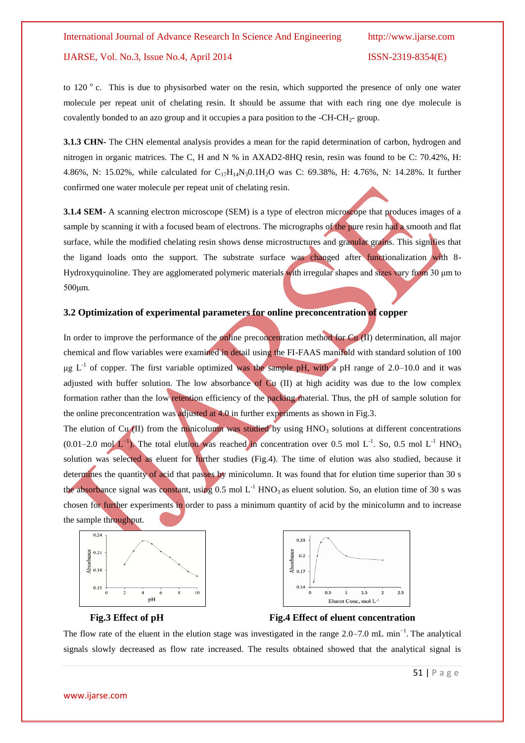to 120 °c. This is due to physisorbed water on the resin, which supported the presence of only one water molecule per repeat unit of chelating resin. It should be assume that with each ring one dye molecule is covalently bonded to an azo group and it occupies a para position to the -CH-$CH_2$- group.

**3.1.3 CHN-** The CHN elemental analysis provides a mean for the rapid determination of carbon, hydrogen and nitrogen in organic matrices. The C, H and N % in AXAD2-8HQ resin, resin was found to be C: 70.42%, H: 4.86%, N: 15.02%, while calculated for $C_{17}H_{14}N_{3}0.1H_{2}O$ was C: 69.38%, H: 4.76%, N: 14.28%. It further confirmed one water molecule per repeat unit of chelating resin.

**3.1.4 SEM-** A scanning electron microscope (SEM) is a type of electron microscope that produces images of a sample by scanning it with a focused beam of electrons. The micrographs of the pure resin had a smooth and flat surface, while the modified chelating resin shows dense microstructures and granular grains. This signifies that the ligand loads onto the support. The substrate surface was changed after functionalization with 8-Hydroxyquinoline. They are agglomerated polymeric materials with irregular shapes and sizes vary from 30 μm to 500μm.

### 3.2 Optimization of experimental parameters for online preconcentration of copper

In order to improve the performance of the online preconcentration method for Cu (II) determination, all major chemical and flow variables were examined in detail using the FI-FAAS manifold with standard solution of 100 μg $L^{-1}$ of copper. The first variable optimized was the sample pH, with a pH range of 2.0–10.0 and it was adjusted with buffer solution. The low absorbance of Cu (II) at high acidity was due to the low complex formation rather than the low retention efficiency of the packing material. Thus, the pH of sample solution for the online preconcentration was adjusted at 4.0 in further experiments as shown in Fig.3.

The elution of Cu (II) from the minicolumn was studied by using $HNO_3$ solutions at different concentrations (0.01–2.0 mol $L^{-1}$). The total elution was reached in concentration over 0.5 mol $L^{-1}$. So, 0.5 mol $L^{-1}$ $HNO_3$ solution was selected as eluent for further studies (Fig.4). The time of elution was also studied, because it determines the quantity of acid that passes by minicolumn. It was found that for elution time superior than 30 s the absorbance signal was constant, using 0.5 mol $L^{-1}$ $HNO_3$ as eluent solution. So, an elution time of 30 s was chosen for further experiments in order to pass a minimum quantity of acid by the minicolumn and to increase the sample throughput.

**Fig.3 Effect of pH**

**Fig.4 Effect of eluent concentration**

The flow rate of the eluent in the elution stage was investigated in the range 2.0–7.0 mL $min^{-1}$. The analytical signals slowly decreased as flow rate increased. The results obtained showed that the analytical signal is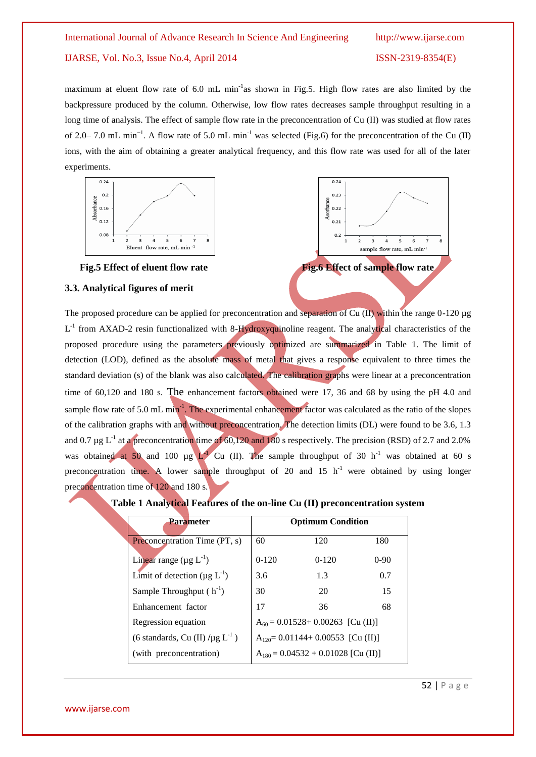maximum at eluent flow rate of 6.0 mL min$^{-1}$as shown in Fig.5. High flow rates are also limited by the backpressure produced by the column. Otherwise, low flow rates decreases sample throughput resulting in a long time of analysis. The effect of sample flow rate in the preconcentration of Cu (II) was studied at flow rates of 2.0– 7.0 mL min$^{-1}$. A flow rate of 5.0 mL min$^{-1}$ was selected (Fig.6) for the preconcentration of the Cu (II) ions, with the aim of obtaining a greater analytical frequency, and this flow rate was used for all of the later experiments.

**Fig.5 Effect of eluent flow rate**

**Fig.6 Effect of sample flow rate**

### 3.3. Analytical figures of merit

The proposed procedure can be applied for preconcentration and separation of Cu (II) within the range 0-120 µg L$^{-1}$ from AXAD-2 resin functionalized with 8-Hydroxyquinoline reagent. The analytical characteristics of the proposed procedure using the parameters previously optimized are summarized in Table 1. The limit of detection (LOD), defined as the absolute mass of metal that gives a response equivalent to three times the standard deviation (s) of the blank was also calculated. The calibration graphs were linear at a preconcentration time of 60,120 and 180 s. The enhancement factors obtained were 17, 36 and 68 by using the pH 4.0 and sample flow rate of 5.0 mL min$^{-1}$. The experimental enhancement factor was calculated as the ratio of the slopes of the calibration graphs with and without preconcentration. The detection limits (DL) were found to be 3.6, 1.3 and 0.7 µg L$^{-1}$ at a preconcentration time of 60,120 and 180 s respectively. The precision (RSD) of 2.7 and 2.0% was obtained at 50 and 100 µg L$^{-1}$ Cu (II). The sample throughput of 30 h$^{-1}$ was obtained at 60 s preconcentration time. A lower sample throughput of 20 and 15 h$^{-1}$ were obtained by using longer preconcentration time of 120 and 180 s.

**Table 1 Analytical Features of the on-line Cu (II) preconcentration system**

| Parameter | Optimum Condition | | |
|---|---|---|---|
| Preconcentration Time (PT, s) | 60 | 120 | 180 |
| Linear range (µg L$^{-1}$) | 0-120 | 0-120 | 0-90 |
| Limit of detection (µg L$^{-1}$) | 3.6 | 1.3 | 0.7 |
| Sample Throughput ( h$^{-1}$) | 30 | 20 | 15 |
| Enhancement factor | 17 | 36 | 68 |
| Regression equation | $A_{60}$ = 0.01528+ 0.00263 [Cu (II)] | | |
| (6 standards, Cu (II) /µg L$^{-1}$ ) | $A_{120}$= 0.01144+ 0.00553 [Cu (II)] | | |
| (with preconcentration) | $A_{180}$ = 0.04532 + 0.01028 [Cu (II)] | | |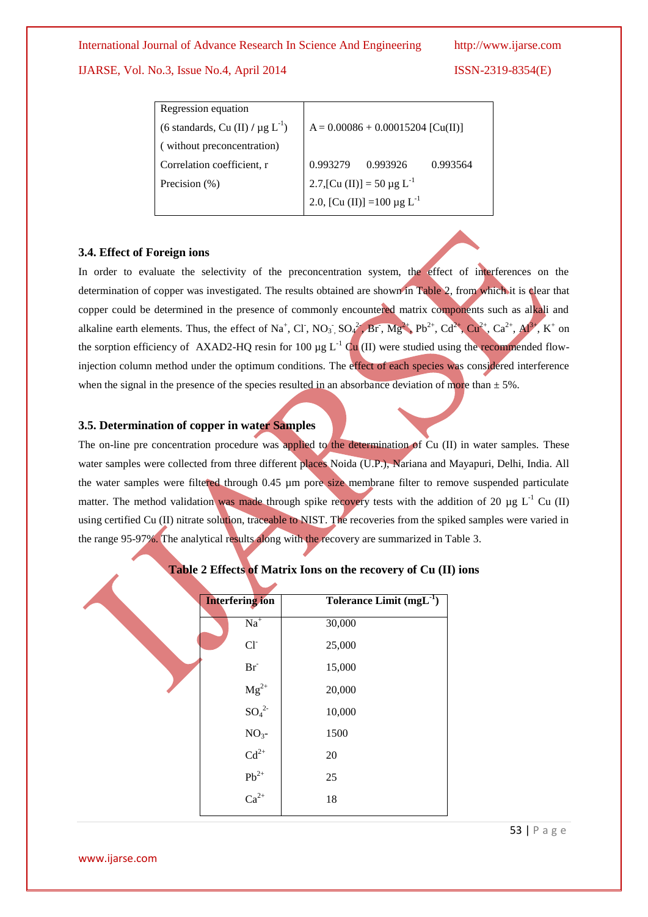| Regression equation (6 standards, Cu (II) / µg $L^{-1}$) ( without preconcentration) | $A = 0.00086 + 0.00015204\,[Cu(II)]$ |
|---|---|
| Correlation coefficient, r | 0.993279 0.993926 0.993564 |
| Precision (%) | 2.7,[Cu (II)] = 50 µg $L^{-1}$<br>2.0, [Cu (II)] =100 µg $L^{-1}$ |

### 3.4. Effect of Foreign ions

In order to evaluate the selectivity of the preconcentration system, the effect of interferences on the determination of copper was investigated. The results obtained are shown in Table 2, from which it is clear that copper could be determined in the presence of commonly encountered matrix components such as alkali and alkaline earth elements. Thus, the effect of $Na^{+}$, $Cl^{-}$, $NO_3^{-}$, $SO_4^{2-}$, $Br^{-}$, $Mg^{2+}$, $Pb^{2+}$, $Cd^{2+}$, $Cu^{2+}$, $Ca^{2+}$, $Al^{3+}$, $K^{+}$ on the sorption efficiency of AXAD2-HQ resin for 100 µg $L^{-1}$ Cu (II) were studied using the recommended flow-injection column method under the optimum conditions. The effect of each species was considered interference when the signal in the presence of the species resulted in an absorbance deviation of more than ± 5%.

### 3.5. Determination of copper in water Samples

The on-line pre concentration procedure was applied to the determination of Cu (II) in water samples. These water samples were collected from three different places Noida (U.P.), Nariana and Mayapuri, Delhi, India. All the water samples were filtered through 0.45 µm pore size membrane filter to remove suspended particulate matter. The method validation was made through spike recovery tests with the addition of 20 µg $L^{-1}$ Cu (II) using certified Cu (II) nitrate solution, traceable to NIST. The recoveries from the spiked samples were varied in the range 95-97%. The analytical results along with the recovery are summarized in Table 3.

**Table 2 Effects of Matrix Ions on the recovery of Cu (II) ions**

| Interfering ion | Tolerance Limit (mg$L^{-1}$) |
|---|---|
| $Na^{+}$ | 30,000 |
| $Cl^{-}$ | 25,000 |
| $Br^{-}$ | 15,000 |
| $Mg^{2+}$ | 20,000 |
| $SO_4^{2-}$ | 10,000 |
| $NO_3^{-}$ | 1500 |
| $Cd^{2+}$ | 20 |
| $Pb^{2+}$ | 25 |
| $Ca^{2+}$ | 18 |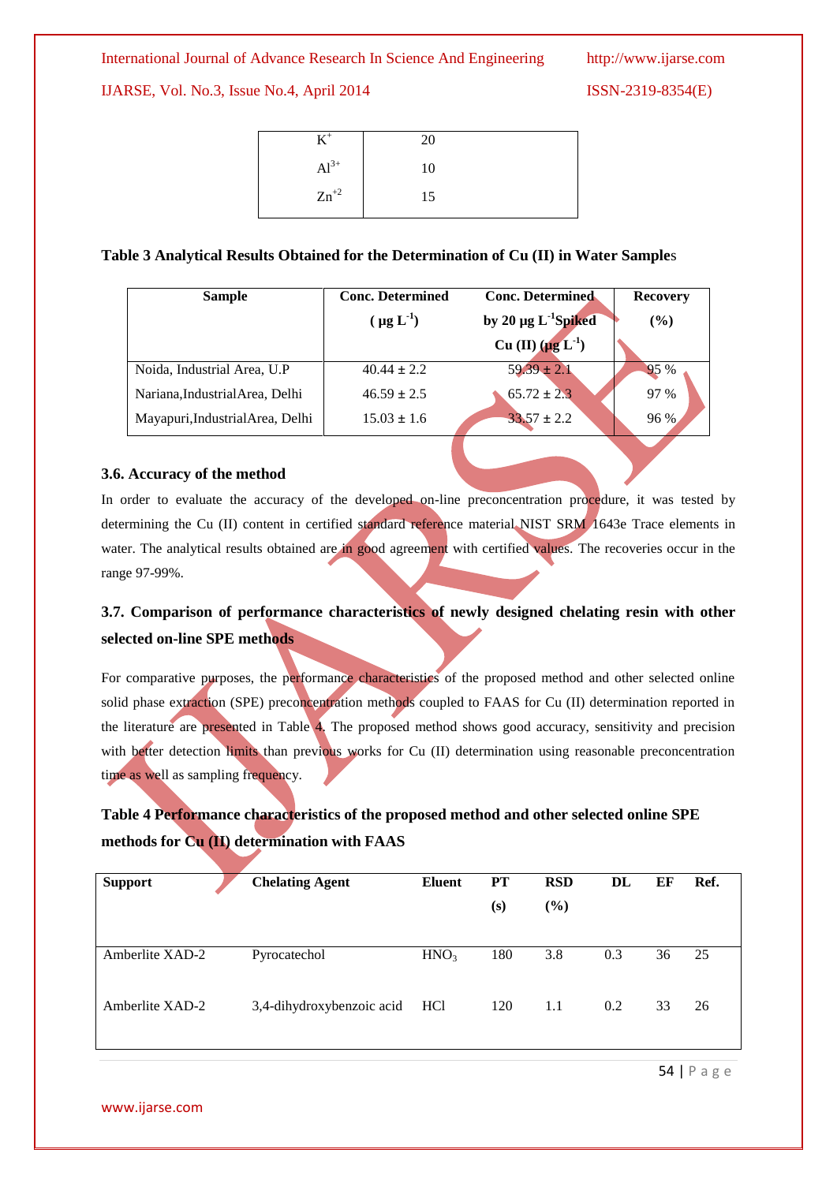| | |
|---|---|
| $K^+$ | 20 |
| $Al^{3+}$ | 10 |
| $Zn^{+2}$ | 15 |

**Table 3 Analytical Results Obtained for the Determination of Cu (II) in Water Samples**

| Sample | Conc. Determined ( $\mu g\ L^{-1}$) | Conc. Determined by 20 $\mu g\ L^{-1}$ Spiked Cu (II) ($\mu g\ L^{-1}$) | Recovery (%) |
|---|---|---|---|
| Noida, Industrial Area, U.P | 40.44 ± 2.2 | 59.39 ± 2.1 | 95 % |
| Nariana,IndustrialArea, Delhi | 46.59 ± 2.5 | 65.72 ± 2.3 | 97 % |
| Mayapuri,IndustrialArea, Delhi | 15.03 ± 1.6 | 33.57 ± 2.2 | 96 % |

### 3.6. Accuracy of the method

In order to evaluate the accuracy of the developed on-line preconcentration procedure, it was tested by determining the Cu (II) content in certified standard reference material NIST SRM 1643e Trace elements in water. The analytical results obtained are in good agreement with certified values. The recoveries occur in the range 97-99%.

### 3.7. Comparison of performance characteristics of newly designed chelating resin with other selected on-line SPE methods

For comparative purposes, the performance characteristics of the proposed method and other selected online solid phase extraction (SPE) preconcentration methods coupled to FAAS for Cu (II) determination reported in the literature are presented in Table 4. The proposed method shows good accuracy, sensitivity and precision with better detection limits than previous works for Cu (II) determination using reasonable preconcentration time as well as sampling frequency.

**Table 4 Performance characteristics of the proposed method and other selected online SPE methods for Cu (II) determination with FAAS**

| Support | Chelating Agent | Eluent | PT (s) | RSD (%) | DL | EF | Ref. |
|---|---|---|---|---|---|---|---|
| Amberlite XAD-2 | Pyrocatechol | $HNO_3$ | 180 | 3.8 | 0.3 | 36 | 25 |
| Amberlite XAD-2 | 3,4-dihydroxybenzoic acid | HCl | 120 | 1.1 | 0.2 | 33 | 26 |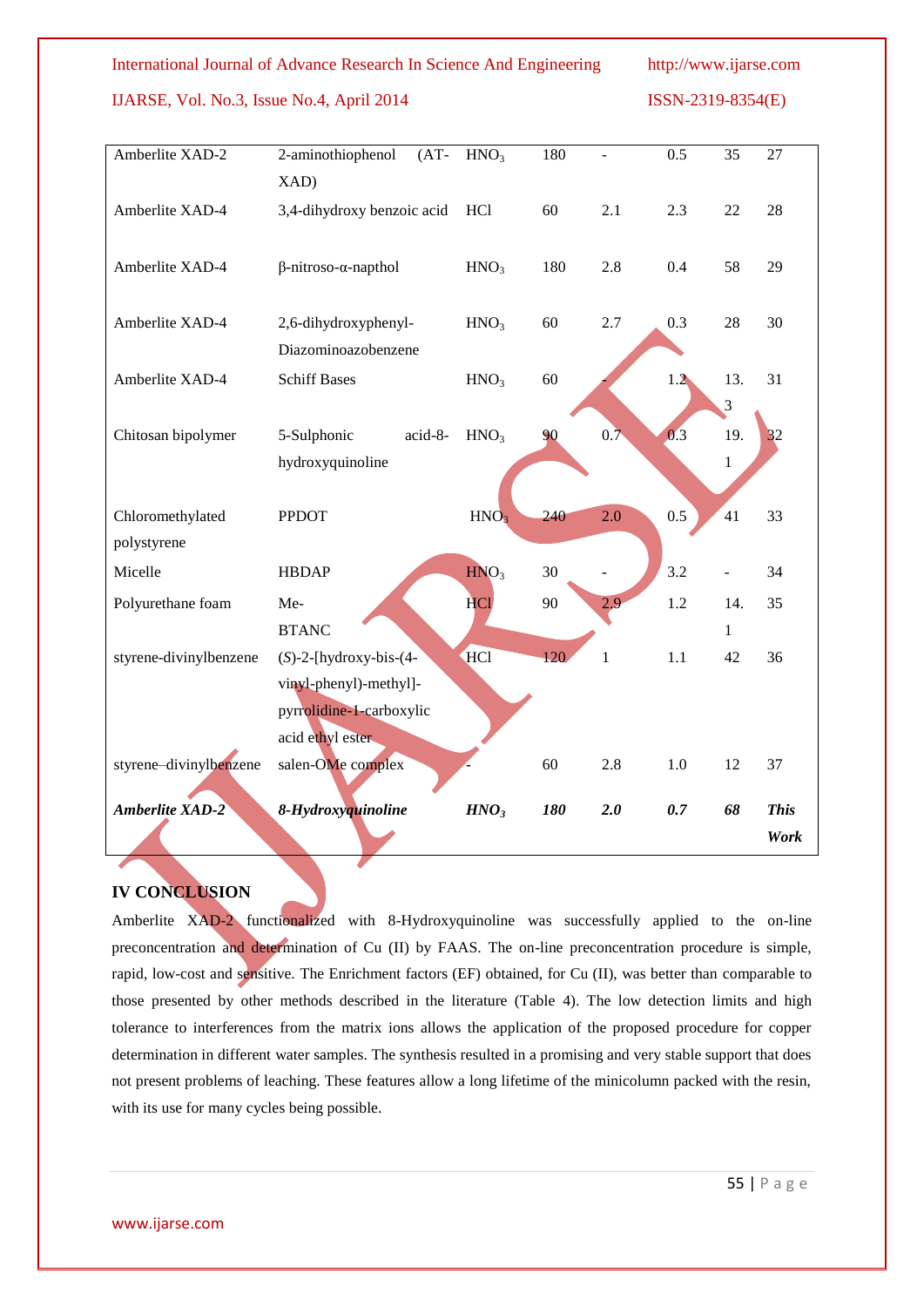| Amberlite XAD-2 | 2-aminothiophenol (AT-XAD) | $HNO_3$ | 180 | - | 0.5 | 35 | 27 |
|---|---|---|---|---|---|---|---|
| Amberlite XAD-4 | 3,4-dihydroxy benzoic acid | HCl | 60 | 2.1 | 2.3 | 22 | 28 |
| Amberlite XAD-4 | β-nitroso-α-napthol | $HNO_3$ | 180 | 2.8 | 0.4 | 58 | 29 |
| Amberlite XAD-4 | 2,6-dihydroxyphenyl-Diazominoazobenzene | $HNO_3$ | 60 | 2.7 | 0.3 | 28 | 30 |
| Amberlite XAD-4 | Schiff Bases | $HNO_3$ | 60 | - | 1.2 | 13.3 | 31 |
| Chitosan bipolymer | 5-Sulphonic acid-8-hydroxyquinoline | $HNO_3$ | 90 | 0.7 | 0.3 | 19.1 | 32 |
| Chloromethylated polystyrene | PPDOT | $HNO_3$ | 240 | 2.0 | 0.5 | 41 | 33 |
| Micelle | HBDAP | $HNO_3$ | 30 | - | 3.2 | - | 34 |
| Polyurethane foam | Me-BTANC | HCl | 90 | 2.9 | 1.2 | 14.1 | 35 |
| styrene-divinylbenzene | (*S*)-2-[hydroxy-bis-(4-vinyl-phenyl)-methyl]-pyrrolidine-1-carboxylic acid ethyl ester | HCl | 120 | 1 | 1.1 | 42 | 36 |
| styrene–divinylbenzene | salen-OMe complex | - | 60 | 2.8 | 1.0 | 12 | 37 |
| ***Amberlite XAD-2*** | ***8-Hydroxyquinoline*** | $\boldsymbol{HNO_3}$ | ***180*** | ***2.0*** | ***0.7*** | ***68*** | ***This Work*** |

## IV CONCLUSION

Amberlite XAD-2 functionalized with 8-Hydroxyquinoline was successfully applied to the on-line preconcentration and determination of Cu (II) by FAAS. The on-line preconcentration procedure is simple, rapid, low-cost and sensitive. The Enrichment factors (EF) obtained, for Cu (II), was better than comparable to those presented by other methods described in the literature (Table 4). The low detection limits and high tolerance to interferences from the matrix ions allows the application of the proposed procedure for copper determination in different water samples. The synthesis resulted in a promising and very stable support that does not present problems of leaching. These features allow a long lifetime of the minicolumn packed with the resin, with its use for many cycles being possible.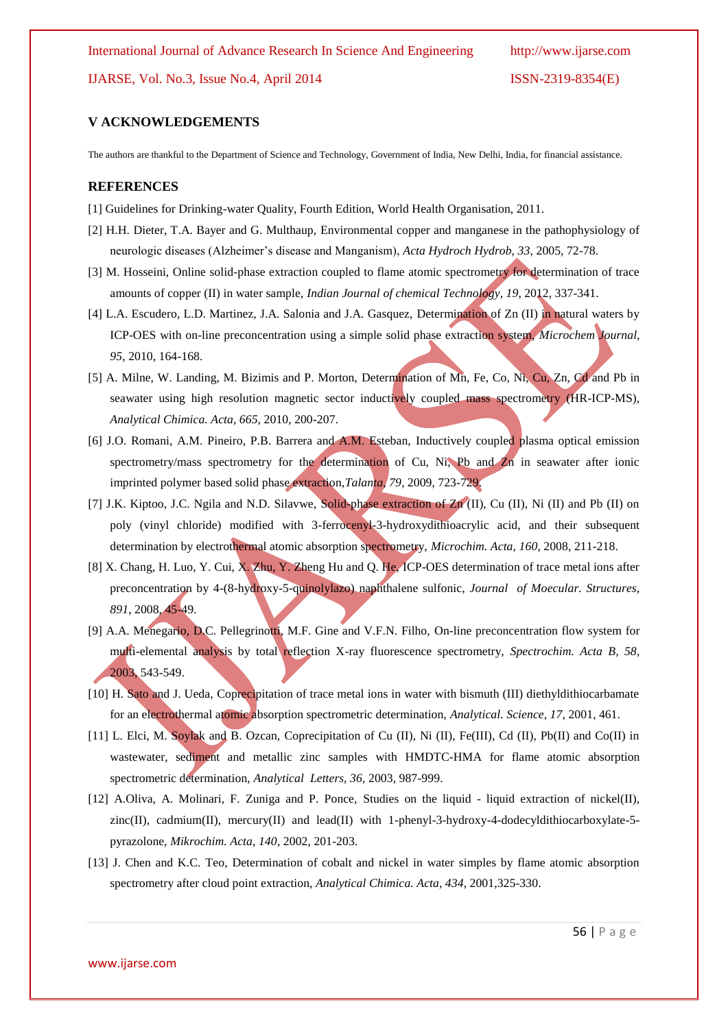## V ACKNOWLEDGEMENTS

The authors are thankful to the Department of Science and Technology, Government of India, New Delhi, India, for financial assistance.

## REFERENCES

[1] Guidelines for Drinking-water Quality, Fourth Edition, World Health Organisation, 2011.

[2] H.H. Dieter, T.A. Bayer and G. Multhaup, Environmental copper and manganese in the pathophysiology of neurologic diseases (Alzheimer's disease and Manganism), *Acta Hydroch Hydrob, 33*, 2005, 72-78.

[3] M. Hosseini, Online solid-phase extraction coupled to flame atomic spectrometry for determination of trace amounts of copper (II) in water sample, *Indian Journal of chemical Technology, 19*, 2012, 337-341.

[4] L.A. Escudero, L.D. Martinez, J.A. Salonia and J.A. Gasquez, Determination of Zn (II) in natural waters by ICP-OES with on-line preconcentration using a simple solid phase extraction system, *Microchem Journal, 95*, 2010, 164-168.

[5] A. Milne, W. Landing, M. Bizimis and P. Morton, Determination of Mn, Fe, Co, Ni, Cu, Zn, Cd and Pb in seawater using high resolution magnetic sector inductively coupled mass spectrometry (HR-ICP-MS), *Analytical Chimica. Acta, 665*, 2010, 200-207.

[6] J.O. Romani, A.M. Pineiro, P.B. Barrera and A.M. Esteban, Inductively coupled plasma optical emission spectrometry/mass spectrometry for the determination of Cu, Ni, Pb and Zn in seawater after ionic imprinted polymer based solid phase extraction,*Talanta, 79*, 2009, 723-729.

[7] J.K. Kiptoo, J.C. Ngila and N.D. Silavwe, Solid-phase extraction of Zn (II), Cu (II), Ni (II) and Pb (II) on poly (vinyl chloride) modified with 3-ferrocenyl-3-hydroxydithioacrylic acid, and their subsequent determination by electrothermal atomic absorption spectrometry, *Microchim. Acta, 160*, 2008, 211-218.

[8] X. Chang, H. Luo, Y. Cui, X. Zhu, Y. Zheng Hu and Q. He, ICP-OES determination of trace metal ions after preconcentration by 4-(8-hydroxy-5-quinolylazo) naphthalene sulfonic, *Journal of Moecular. Structures, 891*, 2008, 45-49.

[9] A.A. Menegario, D.C. Pellegrinotti, M.F. Gine and V.F.N. Filho, On-line preconcentration flow system for multi-elemental analysis by total reflection X-ray fluorescence spectrometry, *Spectrochim. Acta B, 58*, 2003, 543-549.

[10] H. Sato and J. Ueda, Coprecipitation of trace metal ions in water with bismuth (III) diethyldithiocarbamate for an electrothermal atomic absorption spectrometric determination, *Analytical. Science, 17*, 2001, 461.

[11] L. Elci, M. Soylak and B. Ozcan, Coprecipitation of Cu (II), Ni (II), Fe(III), Cd (II), Pb(II) and Co(II) in wastewater, sediment and metallic zinc samples with HMDTC-HMA for flame atomic absorption spectrometric determination, *Analytical Letters, 36*, 2003, 987-999.

[12] A.Oliva, A. Molinari, F. Zuniga and P. Ponce, Studies on the liquid - liquid extraction of nickel(II), zinc(II), cadmium(II), mercury(II) and lead(II) with 1-phenyl-3-hydroxy-4-dodecyldithiocarboxylate-5-pyrazolone, *Mikrochim. Acta, 140*, 2002, 201-203.

[13] J. Chen and K.C. Teo, Determination of cobalt and nickel in water simples by flame atomic absorption spectrometry after cloud point extraction, *Analytical Chimica. Acta, 434*, 2001,325-330.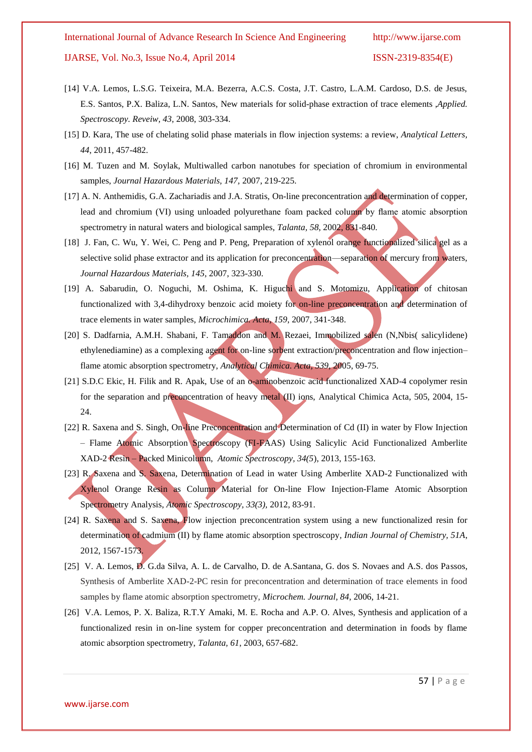[14] V.A. Lemos, L.S.G. Teixeira, M.A. Bezerra, A.C.S. Costa, J.T. Castro, L.A.M. Cardoso, D.S. de Jesus, E.S. Santos, P.X. Baliza, L.N. Santos, New materials for solid-phase extraction of trace elements ,*Applied. Spectroscopy. Reveiw, 43*, 2008, 303-334.

[15] D. Kara, The use of chelating solid phase materials in flow injection systems: a review, *Analytical Letters, 44*, 2011, 457-482.

[16] M. Tuzen and M. Soylak, Multiwalled carbon nanotubes for speciation of chromium in environmental samples, *Journal Hazardous Materials, 147*, 2007, 219-225.

[17] A. N. Anthemidis, G.A. Zachariadis and J.A. Stratis, On-line preconcentration and determination of copper, lead and chromium (VI) using unloaded polyurethane foam packed column by flame atomic absorption spectrometry in natural waters and biological samples, *Talanta, 58*, 2002, 831-840.

[18] J. Fan, C. Wu, Y. Wei, C. Peng and P. Peng, Preparation of xylenol orange functionalized silica gel as a selective solid phase extractor and its application for preconcentration—separation of mercury from waters, *Journal Hazardous Materials, 145*, 2007, 323-330.

[19] A. Sabarudin, O. Noguchi, M. Oshima, K. Higuchi and S. Motomizu, Application of chitosan functionalized with 3,4-dihydroxy benzoic acid moiety for on-line preconcentration and determination of trace elements in water samples, *Microchimica. Acta, 159*, 2007, 341-348.

[20] S. Dadfarnia, A.M.H. Shabani, F. Tamaddon and M. Rezaei, Immobilized salen (N,Nbis( salicylidene) ethylenediamine) as a complexing agent for on-line sorbent extraction/preconcentration and flow injection–flame atomic absorption spectrometry, *Analytical Chimica. Acta, 539*, 2005, 69-75.

[21] S.D.C Ekic, H. Filik and R. Apak, Use of an o-aminobenzoic acid functionalized XAD-4 copolymer resin for the separation and preconcentration of heavy metal (II) ions, Analytical Chimica Acta, 505, 2004, 15-24.

[22] R. Saxena and S. Singh, On-line Preconcentration and Determination of Cd (II) in water by Flow Injection – Flame Atomic Absorption Spectroscopy (FI-FAAS) Using Salicylic Acid Functionalized Amberlite XAD-2 Resin – Packed Minicolumn, *Atomic Spectroscopy, 34(5)*, 2013, 155-163.

[23] R. Saxena and S. Saxena, Determination of Lead in water Using Amberlite XAD-2 Functionalized with Xylenol Orange Resin as Column Material for On-line Flow Injection-Flame Atomic Absorption Spectrometry Analysis, *Atomic Spectroscopy, 33(3)*, 2012, 83-91.

[24] R. Saxena and S. Saxena, Flow injection preconcentration system using a new functionalized resin for determination of cadmium (II) by flame atomic absorption spectroscopy, *Indian Journal of Chemistry, 51A*, 2012, 1567-1573.

[25] V. A. Lemos, D. G.da Silva, A. L. de Carvalho, D. de A.Santana, G. dos S. Novaes and A.S. dos Passos, Synthesis of Amberlite XAD-2-PC resin for preconcentration and determination of trace elements in food samples by flame atomic absorption spectrometry, *Microchem. Journal, 84*, 2006, 14-21.

[26] V.A. Lemos, P. X. Baliza, R.T.Y Amaki, M. E. Rocha and A.P. O. Alves, Synthesis and application of a functionalized resin in on-line system for copper preconcentration and determination in foods by flame atomic absorption spectrometry, *Talanta, 61*, 2003, 657-682.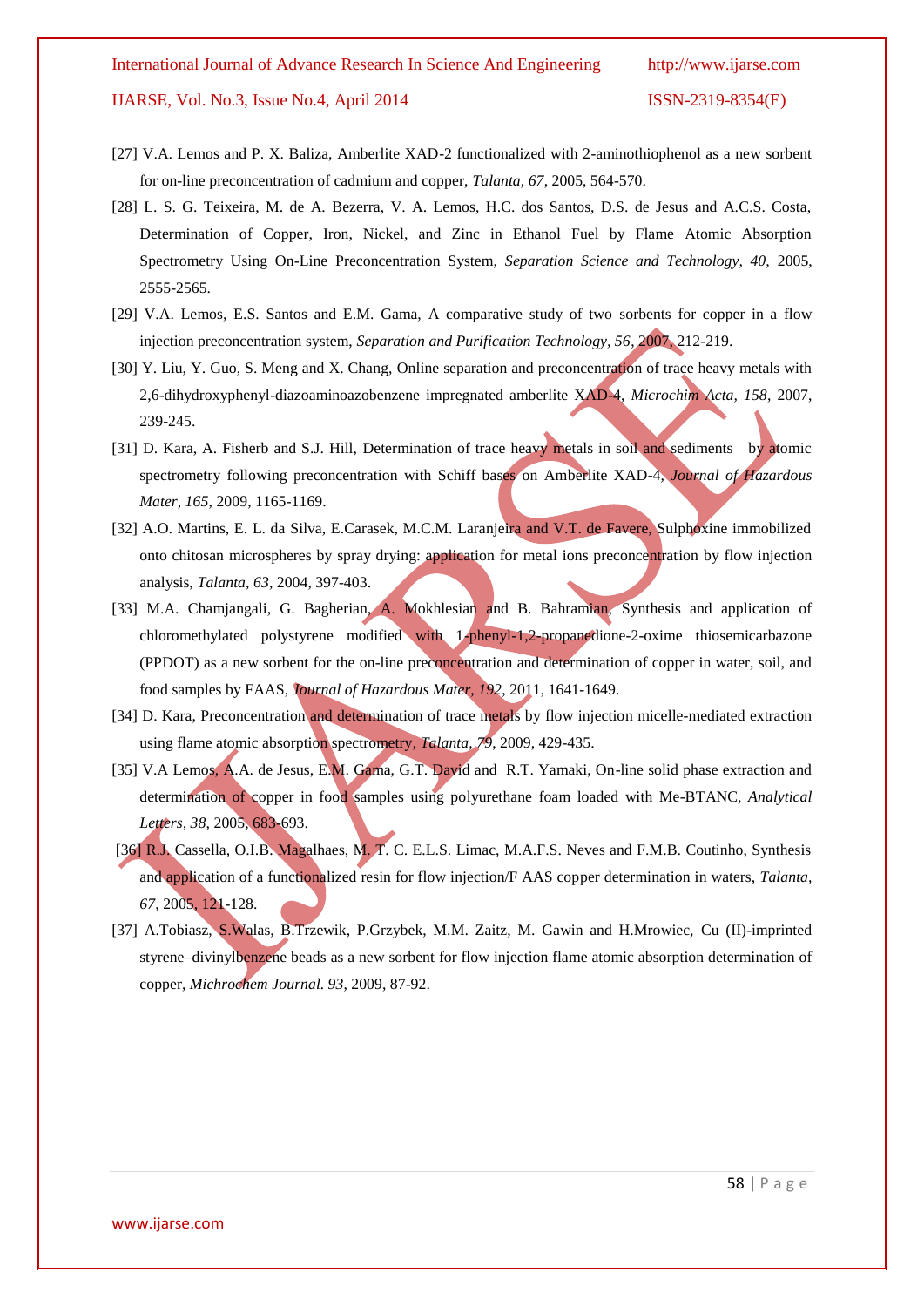[27] V.A. Lemos and P. X. Baliza, Amberlite XAD-2 functionalized with 2-aminothiophenol as a new sorbent for on-line preconcentration of cadmium and copper, *Talanta, 67*, 2005, 564-570.

[28] L. S. G. Teixeira, M. de A. Bezerra, V. A. Lemos, H.C. dos Santos, D.S. de Jesus and A.C.S. Costa, Determination of Copper, Iron, Nickel, and Zinc in Ethanol Fuel by Flame Atomic Absorption Spectrometry Using On-Line Preconcentration System, *Separation Science and Technology, 40*, 2005, 2555-2565.

[29] V.A. Lemos, E.S. Santos and E.M. Gama, A comparative study of two sorbents for copper in a flow injection preconcentration system, *Separation and Purification Technology, 56*, 2007, 212-219.

[30] Y. Liu, Y. Guo, S. Meng and X. Chang, Online separation and preconcentration of trace heavy metals with 2,6-dihydroxyphenyl-diazoaminoazobenzene impregnated amberlite XAD-4, *Microchim Acta, 158*, 2007, 239-245.

[31] D. Kara, A. Fisherb and S.J. Hill, Determination of trace heavy metals in soil and sediments by atomic spectrometry following preconcentration with Schiff bases on Amberlite XAD-4, *Journal of Hazardous Mater, 165*, 2009, 1165-1169.

[32] A.O. Martins, E. L. da Silva, E.Carasek, M.C.M. Laranjeira and V.T. de Favere, Sulphoxine immobilized onto chitosan microspheres by spray drying: application for metal ions preconcentration by flow injection analysis, *Talanta, 63*, 2004, 397-403.

[33] M.A. Chamjangali, G. Bagherian, A. Mokhlesian and B. Bahramian, Synthesis and application of chloromethylated polystyrene modified with 1-phenyl-1,2-propanedione-2-oxime thiosemicarbazone (PPDOT) as a new sorbent for the on-line preconcentration and determination of copper in water, soil, and food samples by FAAS, *Journal of Hazardous Mater, 192*, 2011, 1641-1649.

[34] D. Kara, Preconcentration and determination of trace metals by flow injection micelle-mediated extraction using flame atomic absorption spectrometry, *Talanta, 79*, 2009, 429-435.

[35] V.A Lemos, A.A. de Jesus, E.M. Gama, G.T. David and R.T. Yamaki, On-line solid phase extraction and determination of copper in food samples using polyurethane foam loaded with Me-BTANC, *Analytical Letters, 38*, 2005, 683-693.

[36] R.J. Cassella, O.I.B. Magalhaes, M. T. C. E.L.S. Limac, M.A.F.S. Neves and F.M.B. Coutinho, Synthesis and application of a functionalized resin for flow injection/F AAS copper determination in waters, *Talanta, 67*, 2005, 121-128.

[37] A.Tobiasz, S.Walas, B.Trzewik, P.Grzybek, M.M. Zaitz, M. Gawin and H.Mrowiec, Cu (II)-imprinted styrene–divinylbenzene beads as a new sorbent for flow injection flame atomic absorption determination of copper, *Michrochem Journal. 93*, 2009, 87-92.